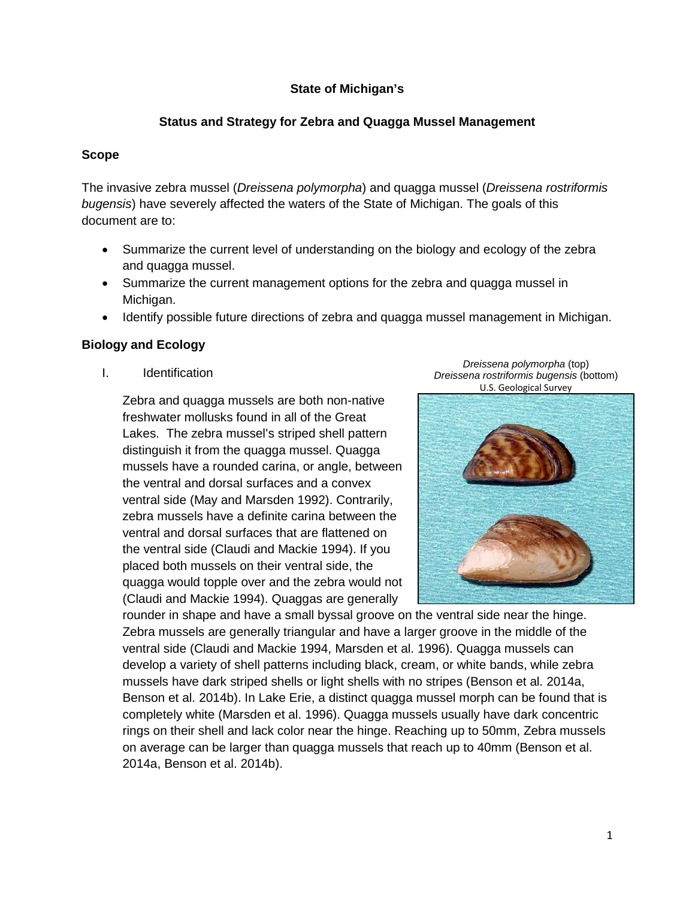**State of Michigan's**

**Status and Strategy for Zebra and Quagga Mussel Management**

## Scope

The invasive zebra mussel (*Dreissena polymorpha*) and quagga mussel (*Dreissena rostriformis bugensis*) have severely affected the waters of the State of Michigan. The goals of this document are to:

- Summarize the current level of understanding on the biology and ecology of the zebra and quagga mussel.
- Summarize the current management options for the zebra and quagga mussel in Michigan.
- Identify possible future directions of zebra and quagga mussel management in Michigan.

## Biology and Ecology

I. Identification

*Dreissena polymorpha* (top)
*Dreissena rostriformis bugensis* (bottom)
U.S. Geological Survey

Zebra and quagga mussels are both non-native freshwater mollusks found in all of the Great Lakes. The zebra mussel's striped shell pattern distinguish it from the quagga mussel. Quagga mussels have a rounded carina, or angle, between the ventral and dorsal surfaces and a convex ventral side (May and Marsden 1992). Contrarily, zebra mussels have a definite carina between the ventral and dorsal surfaces that are flattened on the ventral side (Claudi and Mackie 1994). If you placed both mussels on their ventral side, the quagga would topple over and the zebra would not (Claudi and Mackie 1994). Quaggas are generally rounder in shape and have a small byssal groove on the ventral side near the hinge. Zebra mussels are generally triangular and have a larger groove in the middle of the ventral side (Claudi and Mackie 1994, Marsden et al. 1996). Quagga mussels can develop a variety of shell patterns including black, cream, or white bands, while zebra mussels have dark striped shells or light shells with no stripes (Benson et al. 2014a, Benson et al. 2014b). In Lake Erie, a distinct quagga mussel morph can be found that is completely white (Marsden et al. 1996). Quagga mussels usually have dark concentric rings on their shell and lack color near the hinge. Reaching up to 50mm, Zebra mussels on average can be larger than quagga mussels that reach up to 40mm (Benson et al. 2014a, Benson et al. 2014b).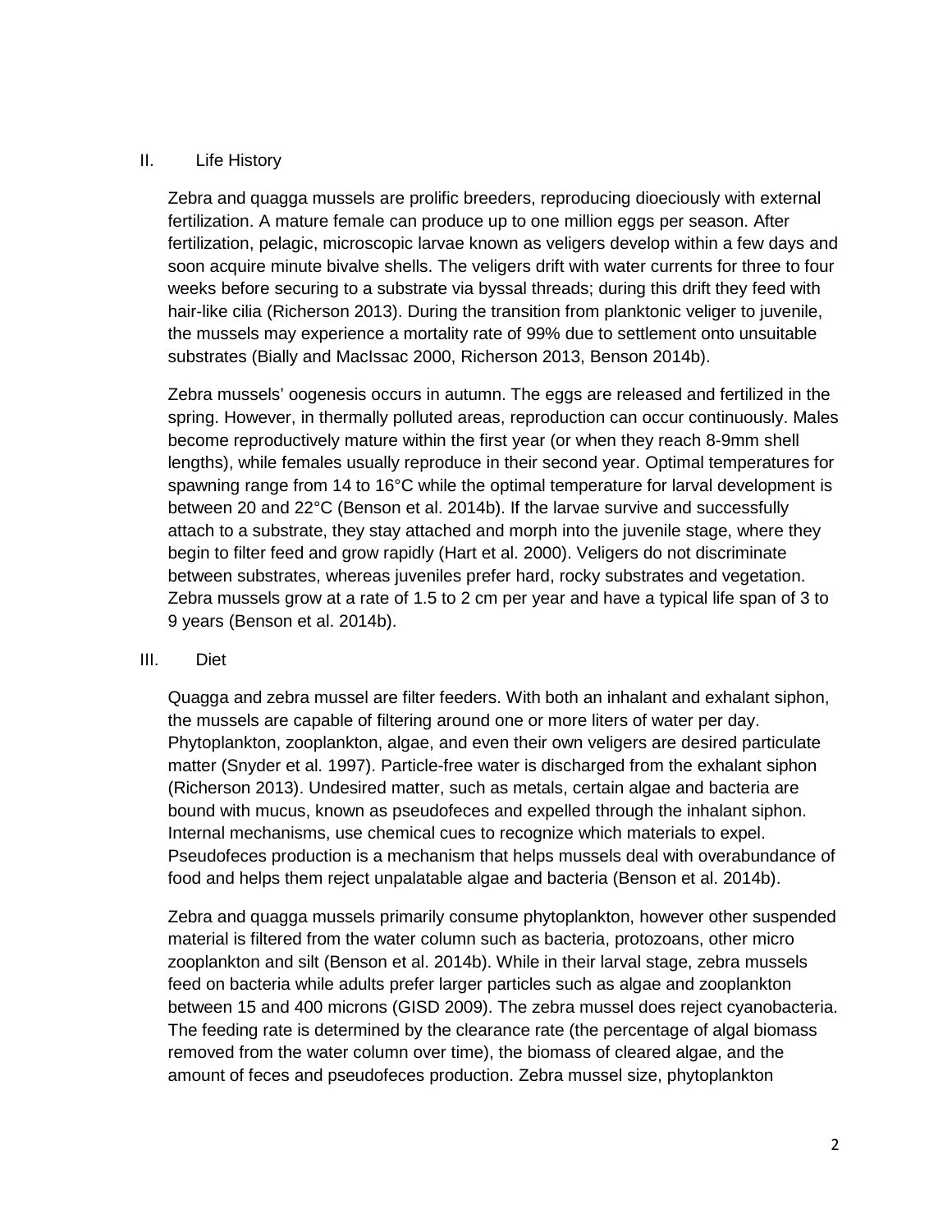## II. Life History

Zebra and quagga mussels are prolific breeders, reproducing dioeciously with external fertilization. A mature female can produce up to one million eggs per season. After fertilization, pelagic, microscopic larvae known as veligers develop within a few days and soon acquire minute bivalve shells. The veligers drift with water currents for three to four weeks before securing to a substrate via byssal threads; during this drift they feed with hair-like cilia (Richerson 2013). During the transition from planktonic veliger to juvenile, the mussels may experience a mortality rate of 99% due to settlement onto unsuitable substrates (Bially and MacIssac 2000, Richerson 2013, Benson 2014b).

Zebra mussels' oogenesis occurs in autumn. The eggs are released and fertilized in the spring. However, in thermally polluted areas, reproduction can occur continuously. Males become reproductively mature within the first year (or when they reach 8-9mm shell lengths), while females usually reproduce in their second year. Optimal temperatures for spawning range from 14 to 16°C while the optimal temperature for larval development is between 20 and 22°C (Benson et al. 2014b). If the larvae survive and successfully attach to a substrate, they stay attached and morph into the juvenile stage, where they begin to filter feed and grow rapidly (Hart et al. 2000). Veligers do not discriminate between substrates, whereas juveniles prefer hard, rocky substrates and vegetation. Zebra mussels grow at a rate of 1.5 to 2 cm per year and have a typical life span of 3 to 9 years (Benson et al. 2014b).

## III. Diet

Quagga and zebra mussel are filter feeders. With both an inhalant and exhalant siphon, the mussels are capable of filtering around one or more liters of water per day. Phytoplankton, zooplankton, algae, and even their own veligers are desired particulate matter (Snyder et al. 1997). Particle-free water is discharged from the exhalant siphon (Richerson 2013). Undesired matter, such as metals, certain algae and bacteria are bound with mucus, known as pseudofeces and expelled through the inhalant siphon. Internal mechanisms, use chemical cues to recognize which materials to expel. Pseudofeces production is a mechanism that helps mussels deal with overabundance of food and helps them reject unpalatable algae and bacteria (Benson et al. 2014b).

Zebra and quagga mussels primarily consume phytoplankton, however other suspended material is filtered from the water column such as bacteria, protozoans, other micro zooplankton and silt (Benson et al. 2014b). While in their larval stage, zebra mussels feed on bacteria while adults prefer larger particles such as algae and zooplankton between 15 and 400 microns (GISD 2009). The zebra mussel does reject cyanobacteria. The feeding rate is determined by the clearance rate (the percentage of algal biomass removed from the water column over time), the biomass of cleared algae, and the amount of feces and pseudofeces production. Zebra mussel size, phytoplankton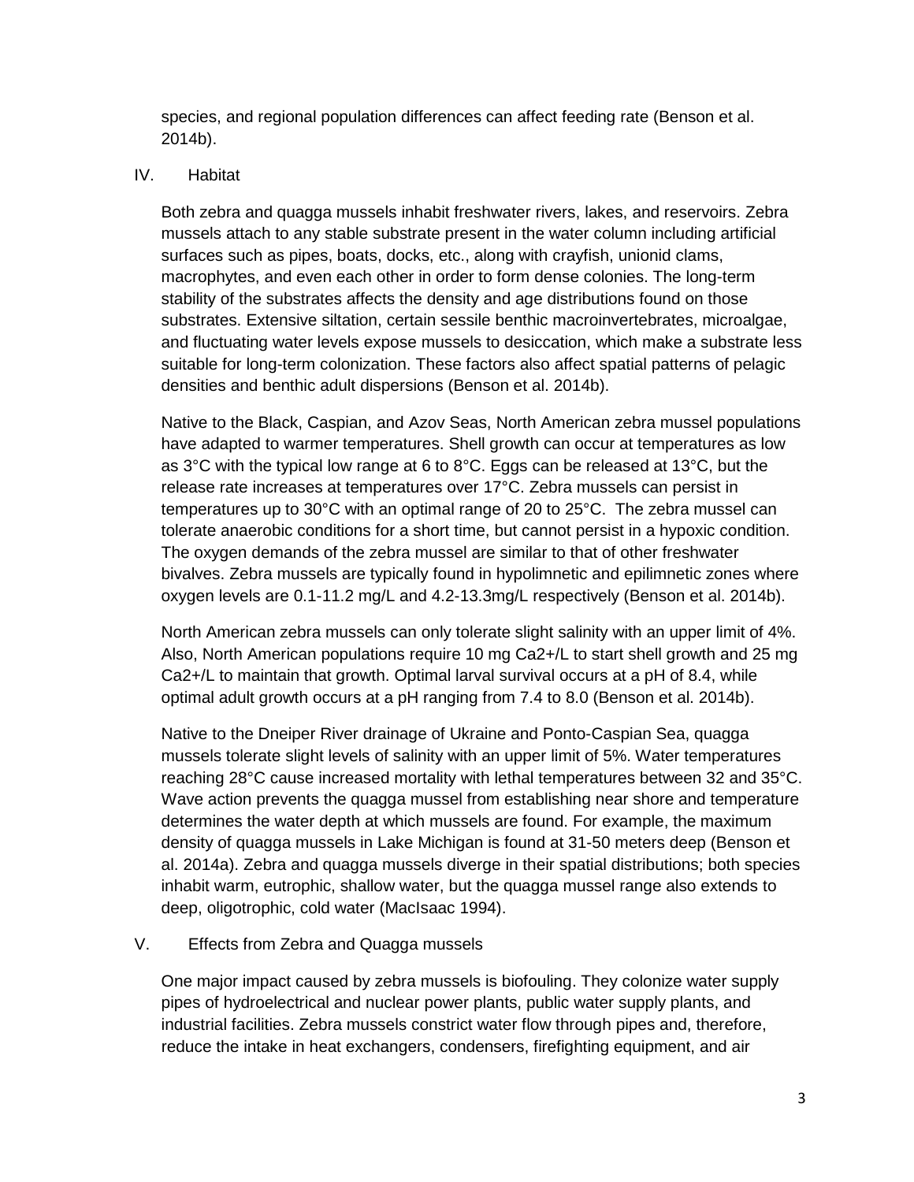species, and regional population differences can affect feeding rate (Benson et al. 2014b).

## IV. Habitat

Both zebra and quagga mussels inhabit freshwater rivers, lakes, and reservoirs. Zebra mussels attach to any stable substrate present in the water column including artificial surfaces such as pipes, boats, docks, etc., along with crayfish, unionid clams, macrophytes, and even each other in order to form dense colonies. The long-term stability of the substrates affects the density and age distributions found on those substrates. Extensive siltation, certain sessile benthic macroinvertebrates, microalgae, and fluctuating water levels expose mussels to desiccation, which make a substrate less suitable for long-term colonization. These factors also affect spatial patterns of pelagic densities and benthic adult dispersions (Benson et al. 2014b).

Native to the Black, Caspian, and Azov Seas, North American zebra mussel populations have adapted to warmer temperatures. Shell growth can occur at temperatures as low as 3°C with the typical low range at 6 to 8°C. Eggs can be released at 13°C, but the release rate increases at temperatures over 17°C. Zebra mussels can persist in temperatures up to 30°C with an optimal range of 20 to 25°C. The zebra mussel can tolerate anaerobic conditions for a short time, but cannot persist in a hypoxic condition. The oxygen demands of the zebra mussel are similar to that of other freshwater bivalves. Zebra mussels are typically found in hypolimnetic and epilimnetic zones where oxygen levels are 0.1-11.2 mg/L and 4.2-13.3mg/L respectively (Benson et al. 2014b).

North American zebra mussels can only tolerate slight salinity with an upper limit of 4%. Also, North American populations require 10 mg $Ca^{2+}$/L to start shell growth and 25 mg $Ca^{2+}$/L to maintain that growth. Optimal larval survival occurs at a pH of 8.4, while optimal adult growth occurs at a pH ranging from 7.4 to 8.0 (Benson et al. 2014b).

Native to the Dneiper River drainage of Ukraine and Ponto-Caspian Sea, quagga mussels tolerate slight levels of salinity with an upper limit of 5%. Water temperatures reaching 28°C cause increased mortality with lethal temperatures between 32 and 35°C. Wave action prevents the quagga mussel from establishing near shore and temperature determines the water depth at which mussels are found. For example, the maximum density of quagga mussels in Lake Michigan is found at 31-50 meters deep (Benson et al. 2014a). Zebra and quagga mussels diverge in their spatial distributions; both species inhabit warm, eutrophic, shallow water, but the quagga mussel range also extends to deep, oligotrophic, cold water (MacIsaac 1994).

## V. Effects from Zebra and Quagga mussels

One major impact caused by zebra mussels is biofouling. They colonize water supply pipes of hydroelectrical and nuclear power plants, public water supply plants, and industrial facilities. Zebra mussels constrict water flow through pipes and, therefore, reduce the intake in heat exchangers, condensers, firefighting equipment, and air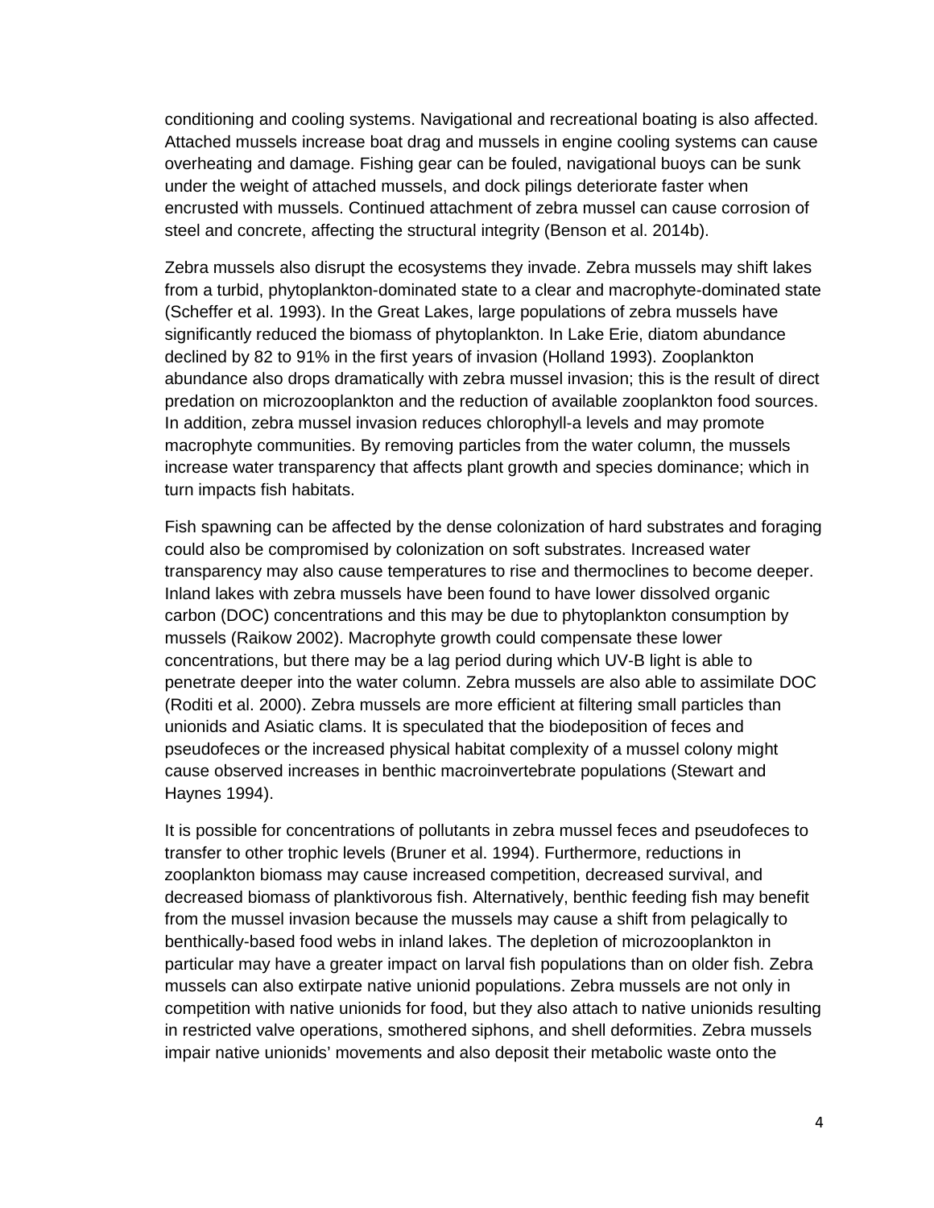conditioning and cooling systems. Navigational and recreational boating is also affected. Attached mussels increase boat drag and mussels in engine cooling systems can cause overheating and damage. Fishing gear can be fouled, navigational buoys can be sunk under the weight of attached mussels, and dock pilings deteriorate faster when encrusted with mussels. Continued attachment of zebra mussel can cause corrosion of steel and concrete, affecting the structural integrity (Benson et al. 2014b).

Zebra mussels also disrupt the ecosystems they invade. Zebra mussels may shift lakes from a turbid, phytoplankton-dominated state to a clear and macrophyte-dominated state (Scheffer et al. 1993). In the Great Lakes, large populations of zebra mussels have significantly reduced the biomass of phytoplankton. In Lake Erie, diatom abundance declined by 82 to 91% in the first years of invasion (Holland 1993). Zooplankton abundance also drops dramatically with zebra mussel invasion; this is the result of direct predation on microzooplankton and the reduction of available zooplankton food sources. In addition, zebra mussel invasion reduces chlorophyll-a levels and may promote macrophyte communities. By removing particles from the water column, the mussels increase water transparency that affects plant growth and species dominance; which in turn impacts fish habitats.

Fish spawning can be affected by the dense colonization of hard substrates and foraging could also be compromised by colonization on soft substrates. Increased water transparency may also cause temperatures to rise and thermoclines to become deeper. Inland lakes with zebra mussels have been found to have lower dissolved organic carbon (DOC) concentrations and this may be due to phytoplankton consumption by mussels (Raikow 2002). Macrophyte growth could compensate these lower concentrations, but there may be a lag period during which UV-B light is able to penetrate deeper into the water column. Zebra mussels are also able to assimilate DOC (Roditi et al. 2000). Zebra mussels are more efficient at filtering small particles than unionids and Asiatic clams. It is speculated that the biodeposition of feces and pseudofeces or the increased physical habitat complexity of a mussel colony might cause observed increases in benthic macroinvertebrate populations (Stewart and Haynes 1994).

It is possible for concentrations of pollutants in zebra mussel feces and pseudofeces to transfer to other trophic levels (Bruner et al. 1994). Furthermore, reductions in zooplankton biomass may cause increased competition, decreased survival, and decreased biomass of planktivorous fish. Alternatively, benthic feeding fish may benefit from the mussel invasion because the mussels may cause a shift from pelagically to benthically-based food webs in inland lakes. The depletion of microzooplankton in particular may have a greater impact on larval fish populations than on older fish. Zebra mussels can also extirpate native unionid populations. Zebra mussels are not only in competition with native unionids for food, but they also attach to native unionids resulting in restricted valve operations, smothered siphons, and shell deformities. Zebra mussels impair native unionids' movements and also deposit their metabolic waste onto the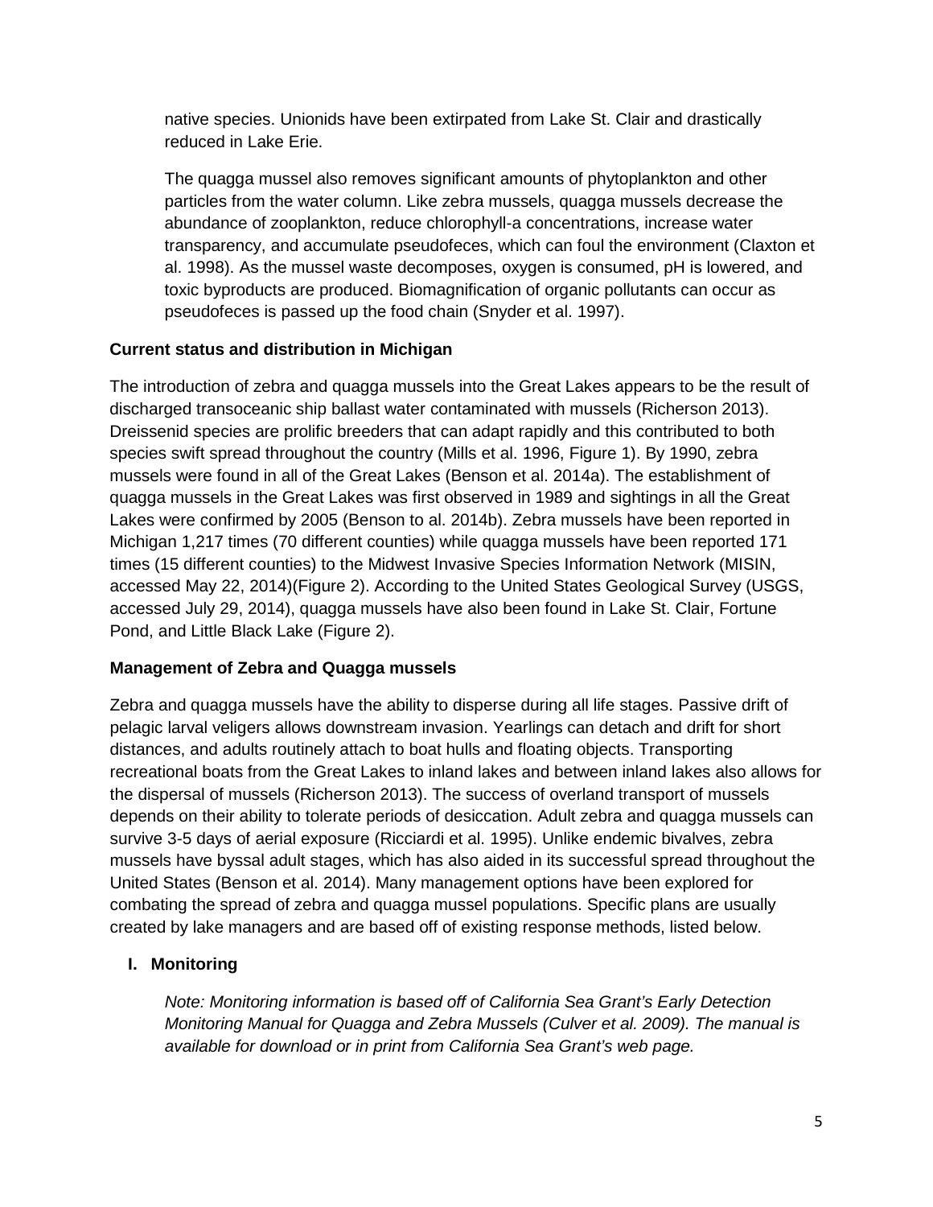native species. Unionids have been extirpated from Lake St. Clair and drastically reduced in Lake Erie.

The quagga mussel also removes significant amounts of phytoplankton and other particles from the water column. Like zebra mussels, quagga mussels decrease the abundance of zooplankton, reduce chlorophyll-a concentrations, increase water transparency, and accumulate pseudofeces, which can foul the environment (Claxton et al. 1998). As the mussel waste decomposes, oxygen is consumed, pH is lowered, and toxic byproducts are produced. Biomagnification of organic pollutants can occur as pseudofeces is passed up the food chain (Snyder et al. 1997).

**Current status and distribution in Michigan**

The introduction of zebra and quagga mussels into the Great Lakes appears to be the result of discharged transoceanic ship ballast water contaminated with mussels (Richerson 2013). Dreissenid species are prolific breeders that can adapt rapidly and this contributed to both species swift spread throughout the country (Mills et al. 1996, Figure 1). By 1990, zebra mussels were found in all of the Great Lakes (Benson et al. 2014a). The establishment of quagga mussels in the Great Lakes was first observed in 1989 and sightings in all the Great Lakes were confirmed by 2005 (Benson to al. 2014b). Zebra mussels have been reported in Michigan 1,217 times (70 different counties) while quagga mussels have been reported 171 times (15 different counties) to the Midwest Invasive Species Information Network (MISIN, accessed May 22, 2014)(Figure 2). According to the United States Geological Survey (USGS, accessed July 29, 2014), quagga mussels have also been found in Lake St. Clair, Fortune Pond, and Little Black Lake (Figure 2).

**Management of Zebra and Quagga mussels**

Zebra and quagga mussels have the ability to disperse during all life stages. Passive drift of pelagic larval veligers allows downstream invasion. Yearlings can detach and drift for short distances, and adults routinely attach to boat hulls and floating objects. Transporting recreational boats from the Great Lakes to inland lakes and between inland lakes also allows for the dispersal of mussels (Richerson 2013). The success of overland transport of mussels depends on their ability to tolerate periods of desiccation. Adult zebra and quagga mussels can survive 3-5 days of aerial exposure (Ricciardi et al. 1995). Unlike endemic bivalves, zebra mussels have byssal adult stages, which has also aided in its successful spread throughout the United States (Benson et al. 2014). Many management options have been explored for combating the spread of zebra and quagga mussel populations. Specific plans are usually created by lake managers and are based off of existing response methods, listed below.

**I. Monitoring**

*Note: Monitoring information is based off of California Sea Grant's Early Detection Monitoring Manual for Quagga and Zebra Mussels (Culver et al. 2009). The manual is available for download or in print from California Sea Grant's web page.*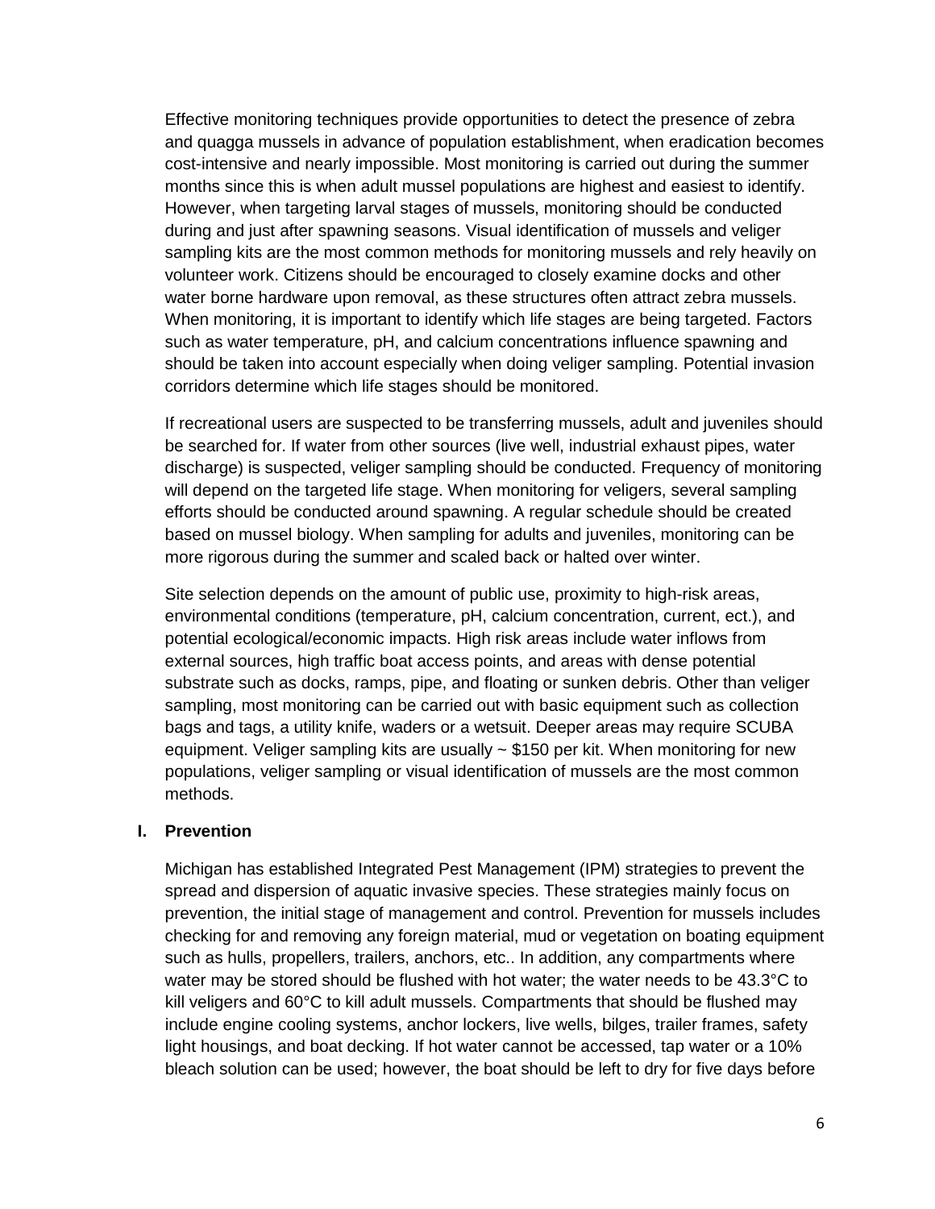Effective monitoring techniques provide opportunities to detect the presence of zebra and quagga mussels in advance of population establishment, when eradication becomes cost-intensive and nearly impossible. Most monitoring is carried out during the summer months since this is when adult mussel populations are highest and easiest to identify. However, when targeting larval stages of mussels, monitoring should be conducted during and just after spawning seasons. Visual identification of mussels and veliger sampling kits are the most common methods for monitoring mussels and rely heavily on volunteer work. Citizens should be encouraged to closely examine docks and other water borne hardware upon removal, as these structures often attract zebra mussels. When monitoring, it is important to identify which life stages are being targeted. Factors such as water temperature, pH, and calcium concentrations influence spawning and should be taken into account especially when doing veliger sampling. Potential invasion corridors determine which life stages should be monitored.

If recreational users are suspected to be transferring mussels, adult and juveniles should be searched for. If water from other sources (live well, industrial exhaust pipes, water discharge) is suspected, veliger sampling should be conducted. Frequency of monitoring will depend on the targeted life stage. When monitoring for veligers, several sampling efforts should be conducted around spawning. A regular schedule should be created based on mussel biology. When sampling for adults and juveniles, monitoring can be more rigorous during the summer and scaled back or halted over winter.

Site selection depends on the amount of public use, proximity to high-risk areas, environmental conditions (temperature, pH, calcium concentration, current, ect.), and potential ecological/economic impacts. High risk areas include water inflows from external sources, high traffic boat access points, and areas with dense potential substrate such as docks, ramps, pipe, and floating or sunken debris. Other than veliger sampling, most monitoring can be carried out with basic equipment such as collection bags and tags, a utility knife, waders or a wetsuit. Deeper areas may require SCUBA equipment. Veliger sampling kits are usually ~ $150 per kit. When monitoring for new populations, veliger sampling or visual identification of mussels are the most common methods.

## I. Prevention

Michigan has established Integrated Pest Management (IPM) strategies to prevent the spread and dispersion of aquatic invasive species. These strategies mainly focus on prevention, the initial stage of management and control. Prevention for mussels includes checking for and removing any foreign material, mud or vegetation on boating equipment such as hulls, propellers, trailers, anchors, etc.. In addition, any compartments where water may be stored should be flushed with hot water; the water needs to be 43.3°C to kill veligers and 60°C to kill adult mussels. Compartments that should be flushed may include engine cooling systems, anchor lockers, live wells, bilges, trailer frames, safety light housings, and boat decking. If hot water cannot be accessed, tap water or a 10% bleach solution can be used; however, the boat should be left to dry for five days before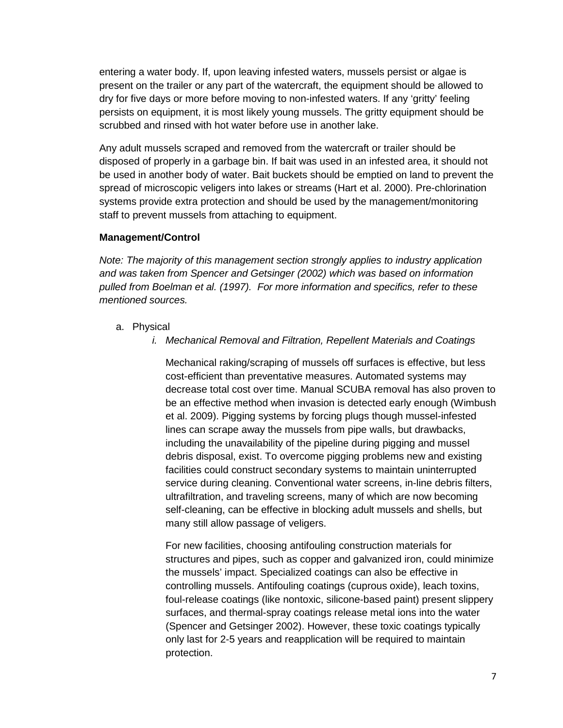entering a water body. If, upon leaving infested waters, mussels persist or algae is present on the trailer or any part of the watercraft, the equipment should be allowed to dry for five days or more before moving to non-infested waters. If any 'gritty' feeling persists on equipment, it is most likely young mussels. The gritty equipment should be scrubbed and rinsed with hot water before use in another lake.

Any adult mussels scraped and removed from the watercraft or trailer should be disposed of properly in a garbage bin. If bait was used in an infested area, it should not be used in another body of water. Bait buckets should be emptied on land to prevent the spread of microscopic veligers into lakes or streams (Hart et al. 2000). Pre-chlorination systems provide extra protection and should be used by the management/monitoring staff to prevent mussels from attaching to equipment.

**Management/Control**

*Note: The majority of this management section strongly applies to industry application and was taken from Spencer and Getsinger (2002) which was based on information pulled from Boelman et al. (1997). For more information and specifics, refer to these mentioned sources.*

a. Physical

   i. *Mechanical Removal and Filtration, Repellent Materials and Coatings*

      Mechanical raking/scraping of mussels off surfaces is effective, but less cost-efficient than preventative measures. Automated systems may decrease total cost over time. Manual SCUBA removal has also proven to be an effective method when invasion is detected early enough (Wimbush et al. 2009). Pigging systems by forcing plugs though mussel-infested lines can scrape away the mussels from pipe walls, but drawbacks, including the unavailability of the pipeline during pigging and mussel debris disposal, exist. To overcome pigging problems new and existing facilities could construct secondary systems to maintain uninterrupted service during cleaning. Conventional water screens, in-line debris filters, ultrafiltration, and traveling screens, many of which are now becoming self-cleaning, can be effective in blocking adult mussels and shells, but many still allow passage of veligers.

      For new facilities, choosing antifouling construction materials for structures and pipes, such as copper and galvanized iron, could minimize the mussels' impact. Specialized coatings can also be effective in controlling mussels. Antifouling coatings (cuprous oxide), leach toxins, foul-release coatings (like nontoxic, silicone-based paint) present slippery surfaces, and thermal-spray coatings release metal ions into the water (Spencer and Getsinger 2002). However, these toxic coatings typically only last for 2-5 years and reapplication will be required to maintain protection.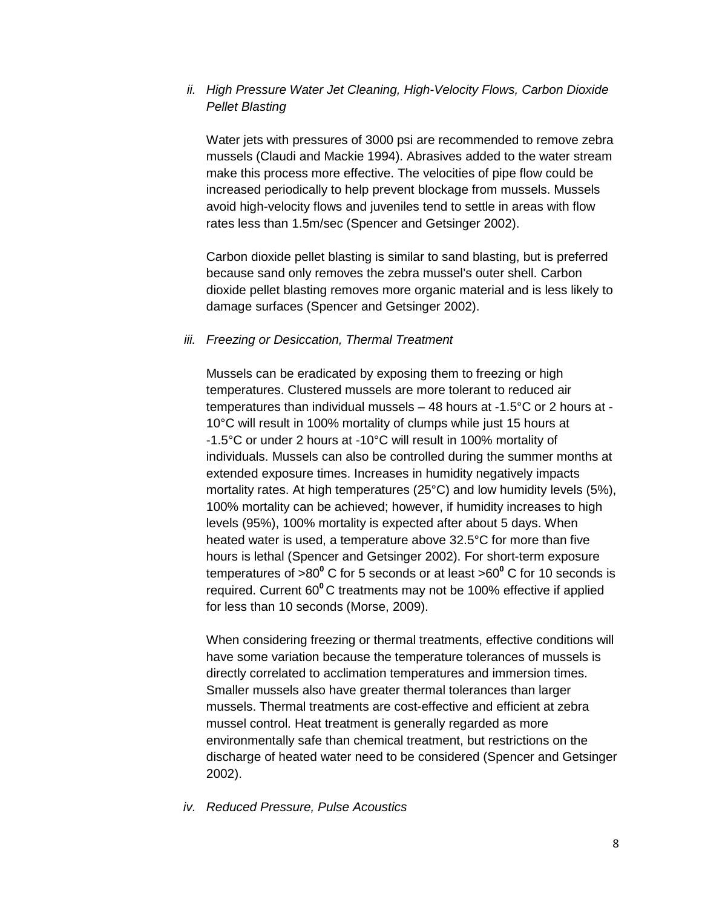*ii. High Pressure Water Jet Cleaning, High-Velocity Flows, Carbon Dioxide Pellet Blasting*

Water jets with pressures of 3000 psi are recommended to remove zebra mussels (Claudi and Mackie 1994). Abrasives added to the water stream make this process more effective. The velocities of pipe flow could be increased periodically to help prevent blockage from mussels. Mussels avoid high-velocity flows and juveniles tend to settle in areas with flow rates less than 1.5m/sec (Spencer and Getsinger 2002).

Carbon dioxide pellet blasting is similar to sand blasting, but is preferred because sand only removes the zebra mussel's outer shell. Carbon dioxide pellet blasting removes more organic material and is less likely to damage surfaces (Spencer and Getsinger 2002).

*iii. Freezing or Desiccation, Thermal Treatment*

Mussels can be eradicated by exposing them to freezing or high temperatures. Clustered mussels are more tolerant to reduced air temperatures than individual mussels – 48 hours at -1.5°C or 2 hours at -10°C will result in 100% mortality of clumps while just 15 hours at -1.5°C or under 2 hours at -10°C will result in 100% mortality of individuals. Mussels can also be controlled during the summer months at extended exposure times. Increases in humidity negatively impacts mortality rates. At high temperatures (25°C) and low humidity levels (5%), 100% mortality can be achieved; however, if humidity increases to high levels (95%), 100% mortality is expected after about 5 days. When heated water is used, a temperature above 32.5°C for more than five hours is lethal (Spencer and Getsinger 2002). For short-term exposure temperatures of >80$^0$ C for 5 seconds or at least >60$^0$ C for 10 seconds is required. Current 60$^0$ C treatments may not be 100% effective if applied for less than 10 seconds (Morse, 2009).

When considering freezing or thermal treatments, effective conditions will have some variation because the temperature tolerances of mussels is directly correlated to acclimation temperatures and immersion times. Smaller mussels also have greater thermal tolerances than larger mussels. Thermal treatments are cost-effective and efficient at zebra mussel control. Heat treatment is generally regarded as more environmentally safe than chemical treatment, but restrictions on the discharge of heated water need to be considered (Spencer and Getsinger 2002).

*iv. Reduced Pressure, Pulse Acoustics*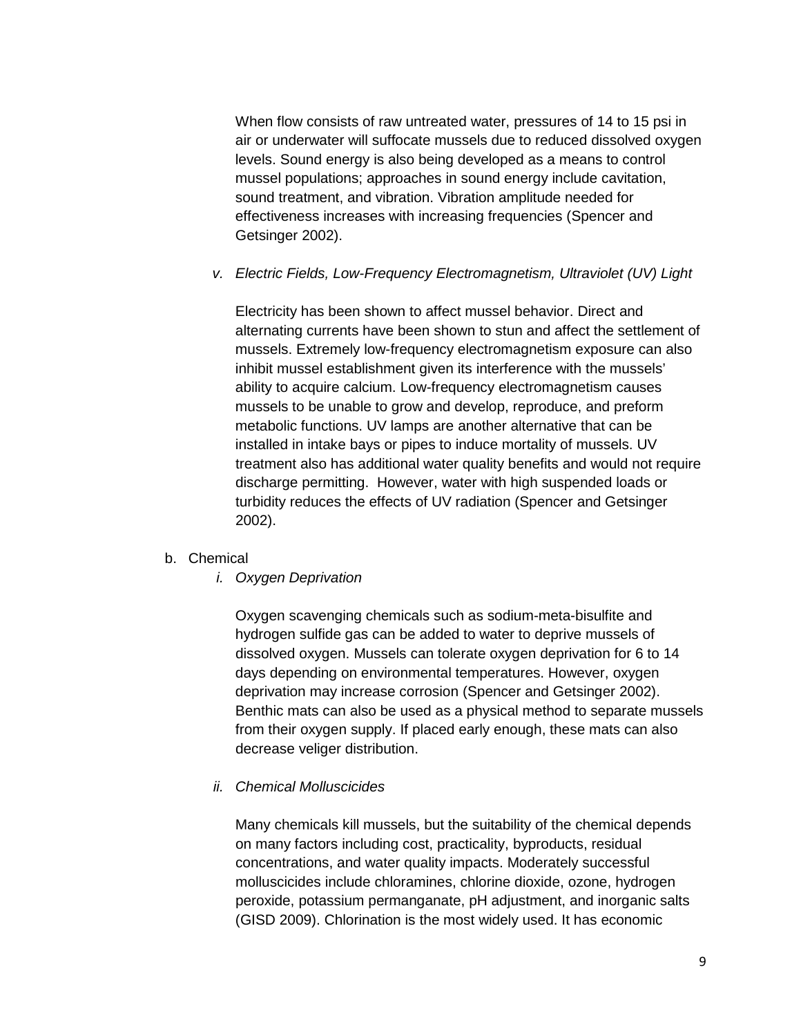When flow consists of raw untreated water, pressures of 14 to 15 psi in air or underwater will suffocate mussels due to reduced dissolved oxygen levels. Sound energy is also being developed as a means to control mussel populations; approaches in sound energy include cavitation, sound treatment, and vibration. Vibration amplitude needed for effectiveness increases with increasing frequencies (Spencer and Getsinger 2002).

*v. Electric Fields, Low-Frequency Electromagnetism, Ultraviolet (UV) Light*

Electricity has been shown to affect mussel behavior. Direct and alternating currents have been shown to stun and affect the settlement of mussels. Extremely low-frequency electromagnetism exposure can also inhibit mussel establishment given its interference with the mussels' ability to acquire calcium. Low-frequency electromagnetism causes mussels to be unable to grow and develop, reproduce, and preform metabolic functions. UV lamps are another alternative that can be installed in intake bays or pipes to induce mortality of mussels. UV treatment also has additional water quality benefits and would not require discharge permitting. However, water with high suspended loads or turbidity reduces the effects of UV radiation (Spencer and Getsinger 2002).

b. Chemical

*i. Oxygen Deprivation*

Oxygen scavenging chemicals such as sodium-meta-bisulfite and hydrogen sulfide gas can be added to water to deprive mussels of dissolved oxygen. Mussels can tolerate oxygen deprivation for 6 to 14 days depending on environmental temperatures. However, oxygen deprivation may increase corrosion (Spencer and Getsinger 2002). Benthic mats can also be used as a physical method to separate mussels from their oxygen supply. If placed early enough, these mats can also decrease veliger distribution.

*ii. Chemical Molluscicides*

Many chemicals kill mussels, but the suitability of the chemical depends on many factors including cost, practicality, byproducts, residual concentrations, and water quality impacts. Moderately successful molluscicides include chloramines, chlorine dioxide, ozone, hydrogen peroxide, potassium permanganate, pH adjustment, and inorganic salts (GISD 2009). Chlorination is the most widely used. It has economic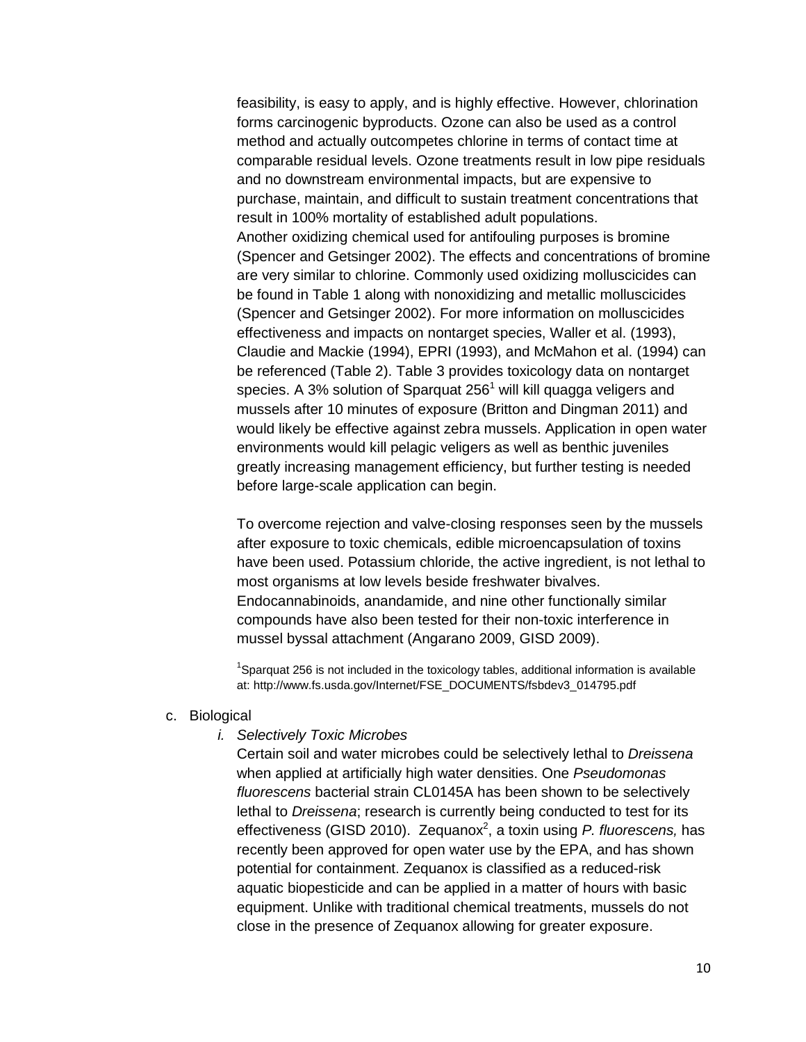feasibility, is easy to apply, and is highly effective. However, chlorination forms carcinogenic byproducts. Ozone can also be used as a control method and actually outcompetes chlorine in terms of contact time at comparable residual levels. Ozone treatments result in low pipe residuals and no downstream environmental impacts, but are expensive to purchase, maintain, and difficult to sustain treatment concentrations that result in 100% mortality of established adult populations.
Another oxidizing chemical used for antifouling purposes is bromine (Spencer and Getsinger 2002). The effects and concentrations of bromine are very similar to chlorine. Commonly used oxidizing molluscicides can be found in Table 1 along with nonoxidizing and metallic molluscicides (Spencer and Getsinger 2002). For more information on molluscicides effectiveness and impacts on nontarget species, Waller et al. (1993), Claudie and Mackie (1994), EPRI (1993), and McMahon et al. (1994) can be referenced (Table 2). Table 3 provides toxicology data on nontarget species. A 3% solution of Sparquat 256[1] will kill quagga veligers and mussels after 10 minutes of exposure (Britton and Dingman 2011) and would likely be effective against zebra mussels. Application in open water environments would kill pelagic veligers as well as benthic juveniles greatly increasing management efficiency, but further testing is needed before large-scale application can begin.

To overcome rejection and valve-closing responses seen by the mussels after exposure to toxic chemicals, edible microencapsulation of toxins have been used. Potassium chloride, the active ingredient, is not lethal to most organisms at low levels beside freshwater bivalves. Endocannabinoids, anandamide, and nine other functionally similar compounds have also been tested for their non-toxic interference in mussel byssal attachment (Angarano 2009, GISD 2009).

[1]Sparquat 256 is not included in the toxicology tables, additional information is available at: http://www.fs.usda.gov/Internet/FSE_DOCUMENTS/fsbdev3_014795.pdf

c. Biological

*i. Selectively Toxic Microbes*

Certain soil and water microbes could be selectively lethal to *Dreissena* when applied at artificially high water densities. One *Pseudomonas fluorescens* bacterial strain CL0145A has been shown to be selectively lethal to *Dreissena*; research is currently being conducted to test for its effectiveness (GISD 2010). Zequanox[2], a toxin using *P. fluorescens,* has recently been approved for open water use by the EPA, and has shown potential for containment. Zequanox is classified as a reduced-risk aquatic biopesticide and can be applied in a matter of hours with basic equipment. Unlike with traditional chemical treatments, mussels do not close in the presence of Zequanox allowing for greater exposure.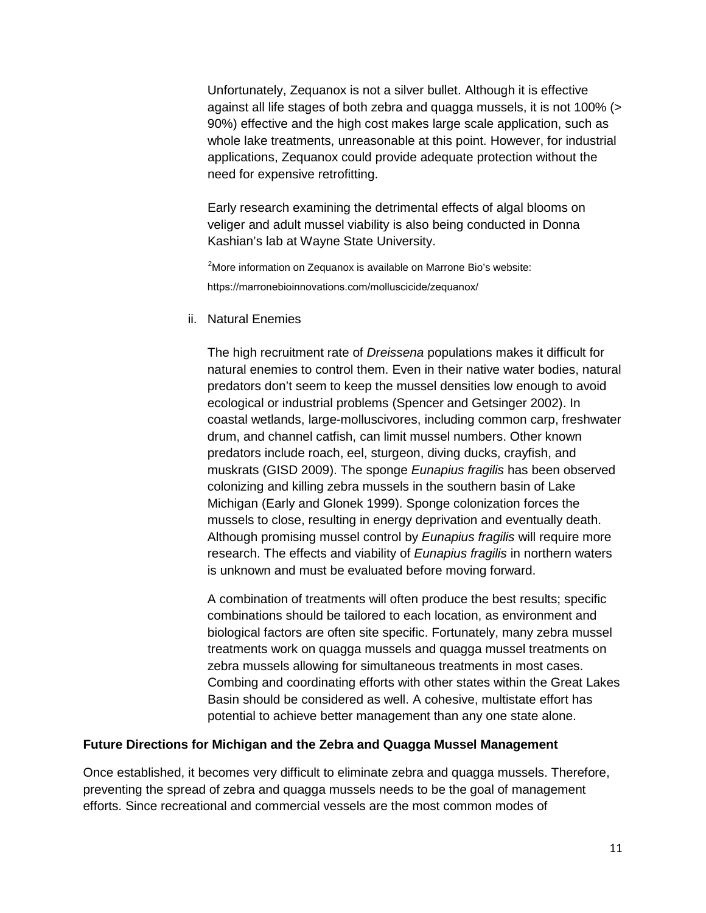Unfortunately, Zequanox is not a silver bullet. Although it is effective against all life stages of both zebra and quagga mussels, it is not 100% (> 90%) effective and the high cost makes large scale application, such as whole lake treatments, unreasonable at this point. However, for industrial applications, Zequanox could provide adequate protection without the need for expensive retrofitting.

Early research examining the detrimental effects of algal blooms on veliger and adult mussel viability is also being conducted in Donna Kashian's lab at Wayne State University.

[2]More information on Zequanox is available on Marrone Bio's website: https://marronebioinnovations.com/molluscicide/zequanox/

ii. Natural Enemies

The high recruitment rate of *Dreissena* populations makes it difficult for natural enemies to control them. Even in their native water bodies, natural predators don't seem to keep the mussel densities low enough to avoid ecological or industrial problems (Spencer and Getsinger 2002). In coastal wetlands, large-molluscivores, including common carp, freshwater drum, and channel catfish, can limit mussel numbers. Other known predators include roach, eel, sturgeon, diving ducks, crayfish, and muskrats (GISD 2009). The sponge *Eunapius fragilis* has been observed colonizing and killing zebra mussels in the southern basin of Lake Michigan (Early and Glonek 1999). Sponge colonization forces the mussels to close, resulting in energy deprivation and eventually death. Although promising mussel control by *Eunapius fragilis* will require more research. The effects and viability of *Eunapius fragilis* in northern waters is unknown and must be evaluated before moving forward.

A combination of treatments will often produce the best results; specific combinations should be tailored to each location, as environment and biological factors are often site specific. Fortunately, many zebra mussel treatments work on quagga mussels and quagga mussel treatments on zebra mussels allowing for simultaneous treatments in most cases. Combing and coordinating efforts with other states within the Great Lakes Basin should be considered as well. A cohesive, multistate effort has potential to achieve better management than any one state alone.

**Future Directions for Michigan and the Zebra and Quagga Mussel Management**

Once established, it becomes very difficult to eliminate zebra and quagga mussels. Therefore, preventing the spread of zebra and quagga mussels needs to be the goal of management efforts. Since recreational and commercial vessels are the most common modes of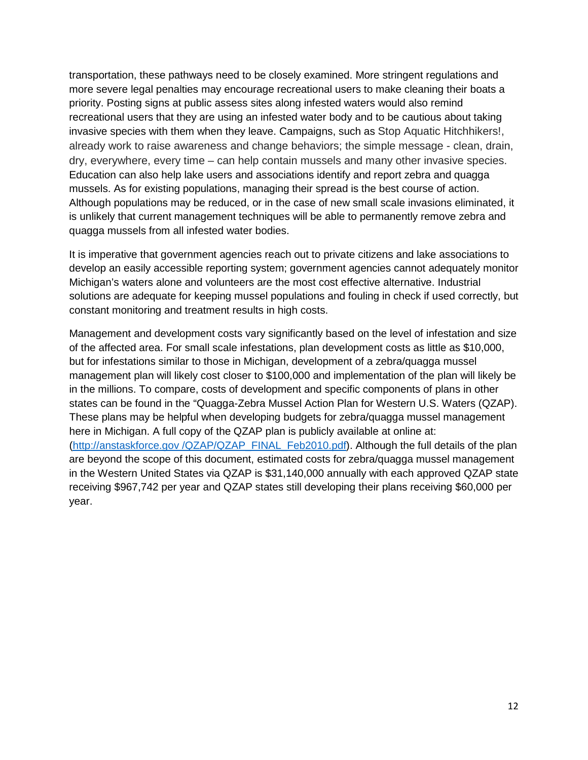transportation, these pathways need to be closely examined. More stringent regulations and more severe legal penalties may encourage recreational users to make cleaning their boats a priority. Posting signs at public assess sites along infested waters would also remind recreational users that they are using an infested water body and to be cautious about taking invasive species with them when they leave. Campaigns, such as Stop Aquatic Hitchhikers!, already work to raise awareness and change behaviors; the simple message - clean, drain, dry, everywhere, every time – can help contain mussels and many other invasive species. Education can also help lake users and associations identify and report zebra and quagga mussels. As for existing populations, managing their spread is the best course of action. Although populations may be reduced, or in the case of new small scale invasions eliminated, it is unlikely that current management techniques will be able to permanently remove zebra and quagga mussels from all infested water bodies.

It is imperative that government agencies reach out to private citizens and lake associations to develop an easily accessible reporting system; government agencies cannot adequately monitor Michigan's waters alone and volunteers are the most cost effective alternative. Industrial solutions are adequate for keeping mussel populations and fouling in check if used correctly, but constant monitoring and treatment results in high costs.

Management and development costs vary significantly based on the level of infestation and size of the affected area. For small scale infestations, plan development costs as little as $10,000, but for infestations similar to those in Michigan, development of a zebra/quagga mussel management plan will likely cost closer to $100,000 and implementation of the plan will likely be in the millions. To compare, costs of development and specific components of plans in other states can be found in the "Quagga-Zebra Mussel Action Plan for Western U.S. Waters (QZAP). These plans may be helpful when developing budgets for zebra/quagga mussel management here in Michigan. A full copy of the QZAP plan is publicly available at online at: ([http://anstaskforce.gov /QZAP/QZAP_FINAL_Feb2010.pdf](http://anstaskforce.gov/QZAP/QZAP_FINAL_Feb2010.pdf)). Although the full details of the plan are beyond the scope of this document, estimated costs for zebra/quagga mussel management in the Western United States via QZAP is $31,140,000 annually with each approved QZAP state receiving $967,742 per year and QZAP states still developing their plans receiving $60,000 per year.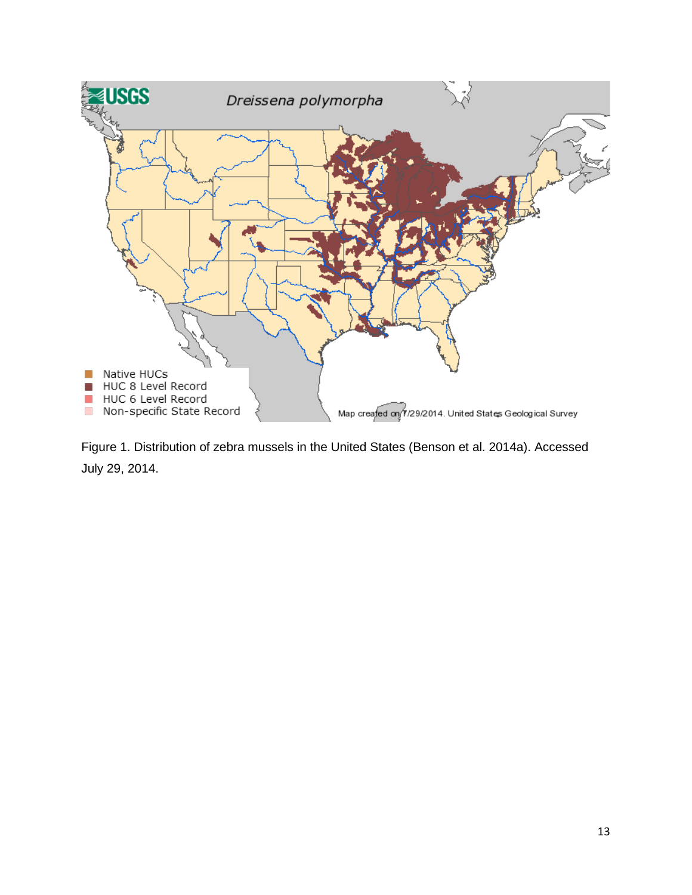Figure 1. Distribution of zebra mussels in the United States (Benson et al. 2014a). Accessed July 29, 2014.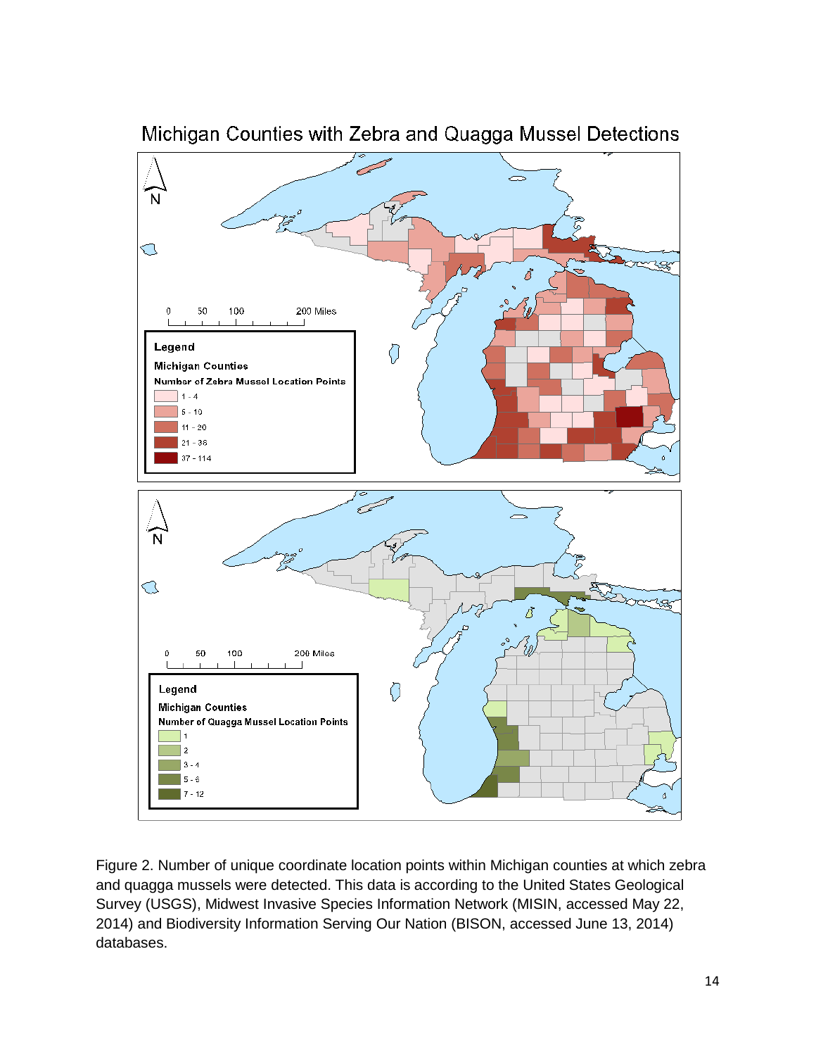Michigan Counties with Zebra and Quagga Mussel Detections

Figure 2. Number of unique coordinate location points within Michigan counties at which zebra and quagga mussels were detected. This data is according to the United States Geological Survey (USGS), Midwest Invasive Species Information Network (MISIN, accessed May 22, 2014) and Biodiversity Information Serving Our Nation (BISON, accessed June 13, 2014) databases.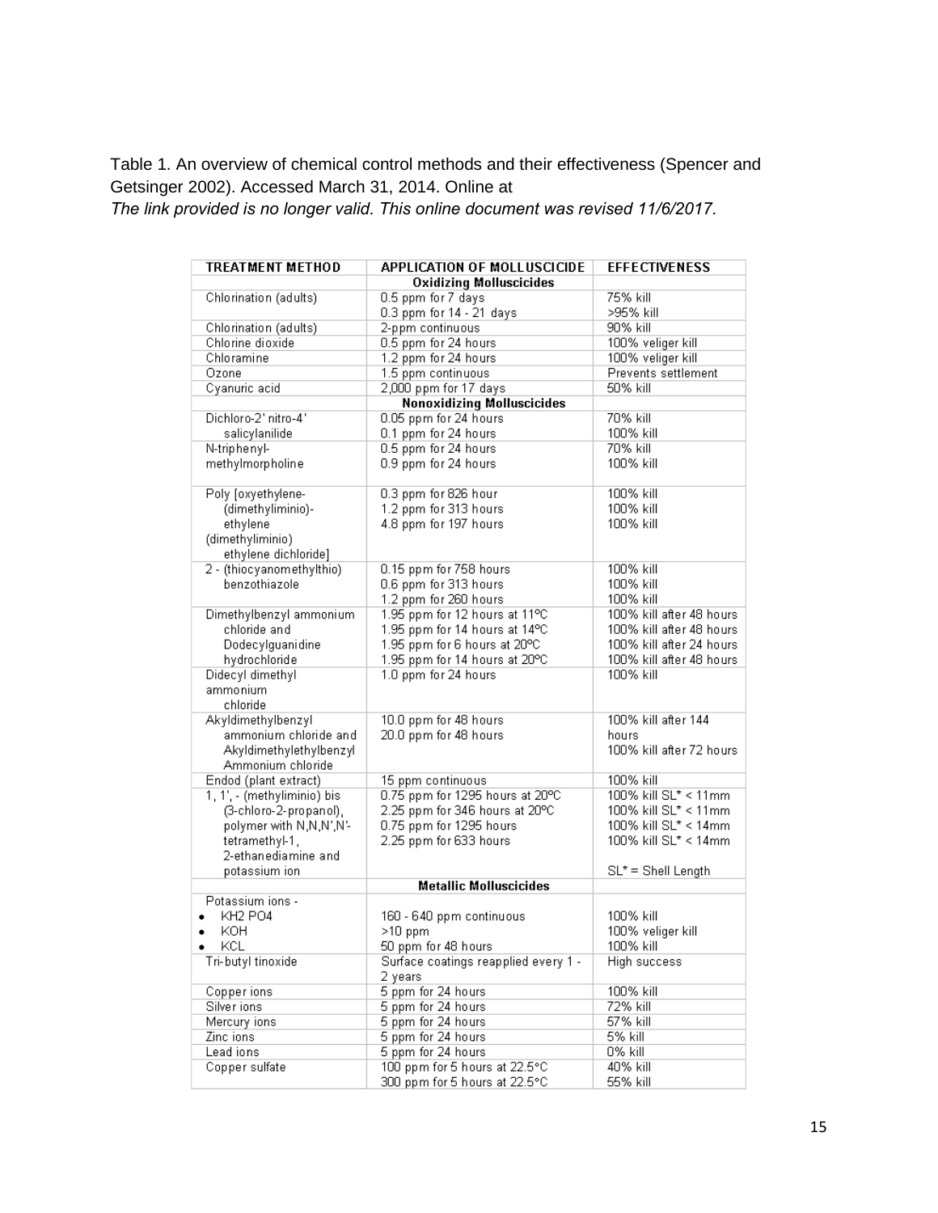Table 1. An overview of chemical control methods and their effectiveness (Spencer and Getsinger 2002). Accessed March 31, 2014. Online at
*The link provided is no longer valid. This online document was revised 11/6/2017.*

| TREATMENT METHOD | APPLICATION OF MOLLUSCICIDE | EFFECTIVENESS |
|---|---|---|
| | **Oxidizing Molluscicides** | |
| Chlorination (adults) | 0.5 ppm for 7 days<br>0.3 ppm for 14 - 21 days | 75% kill<br>>95% kill |
| Chlorination (adults) | 2-ppm continuous | 90% kill |
| Chlorine dioxide | 0.5 ppm for 24 hours | 100% veliger kill |
| Chloramine | 1.2 ppm for 24 hours | 100% veliger kill |
| Ozone | 1.5 ppm continuous | Prevents settlement |
| Cyanuric acid | 2,000 ppm for 17 days | 50% kill |
| | **Nonoxidizing Molluscicides** | |
| Dichloro-2' nitro-4' salicylanilide | 0.05 ppm for 24 hours<br>0.1 ppm for 24 hours | 70% kill<br>100% kill |
| N-triphenyl-methylmorpholine | 0.5 ppm for 24 hours<br>0.9 ppm for 24 hours | 70% kill<br>100% kill |
| Poly [oxyethylene-(dimethyliminio)-ethylene (dimethyliminio) ethylene dichloride] | 0.3 ppm for 826 hour<br>1.2 ppm for 313 hours<br>4.8 ppm for 197 hours | 100% kill<br>100% kill<br>100% kill |
| 2 - (thiocyanomethylthio) benzothiazole | 0.15 ppm for 758 hours<br>0.6 ppm for 313 hours<br>1.2 ppm for 260 hours | 100% kill<br>100% kill<br>100% kill |
| Dimethylbenzyl ammonium chloride and Dodecylguanidine hydrochloride | 1.95 ppm for 12 hours at 11ºC<br>1.95 ppm for 14 hours at 14ºC<br>1.95 ppm for 6 hours at 20ºC<br>1.95 ppm for 14 hours at 20ºC | 100% kill after 48 hours<br>100% kill after 48 hours<br>100% kill after 24 hours<br>100% kill after 48 hours |
| Didecyl dimethyl ammonium chloride | 1.0 ppm for 24 hours | 100% kill |
| Akyldimethylbenzyl ammonium chloride and Akyldimethylethylbenzyl Ammonium chloride | 10.0 ppm for 48 hours<br>20.0 ppm for 48 hours | 100% kill after 144 hours<br>100% kill after 72 hours |
| Endod (plant extract) | 15 ppm continuous | 100% kill |
| 1, 1', - (methyliminio) bis (3-chloro-2-propanol), polymer with N,N,N',N'-tetramethyl-1, 2-ethanediamine and potassium ion | 0.75 ppm for 1295 hours at 20ºC<br>2.25 ppm for 346 hours at 20ºC<br>0.75 ppm for 1295 hours<br>2.25 ppm for 633 hours | 100% kill SL* < 11mm<br>100% kill SL* < 11mm<br>100% kill SL* < 14mm<br>100% kill SL* < 14mm<br><br>SL* = Shell Length |
| | **Metallic Molluscicides** | |
| Potassium ions -<br>• $KH_2PO_4$<br>• KOH<br>• KCL | <br>160 - 640 ppm continuous<br>>10 ppm<br>50 ppm for 48 hours | <br>100% kill<br>100% veliger kill<br>100% kill |
| Tri-butyl tinoxide | Surface coatings reapplied every 1 - 2 years | High success |
| Copper ions | 5 ppm for 24 hours | 100% kill |
| Silver ions | 5 ppm for 24 hours | 72% kill |
| Mercury ions | 5 ppm for 24 hours | 57% kill |
| Zinc ions | 5 ppm for 24 hours | 5% kill |
| Lead ions | 5 ppm for 24 hours | 0% kill |
| Copper sulfate | 100 ppm for 5 hours at 22.5°C<br>300 ppm for 5 hours at 22.5°C | 40% kill<br>55% kill |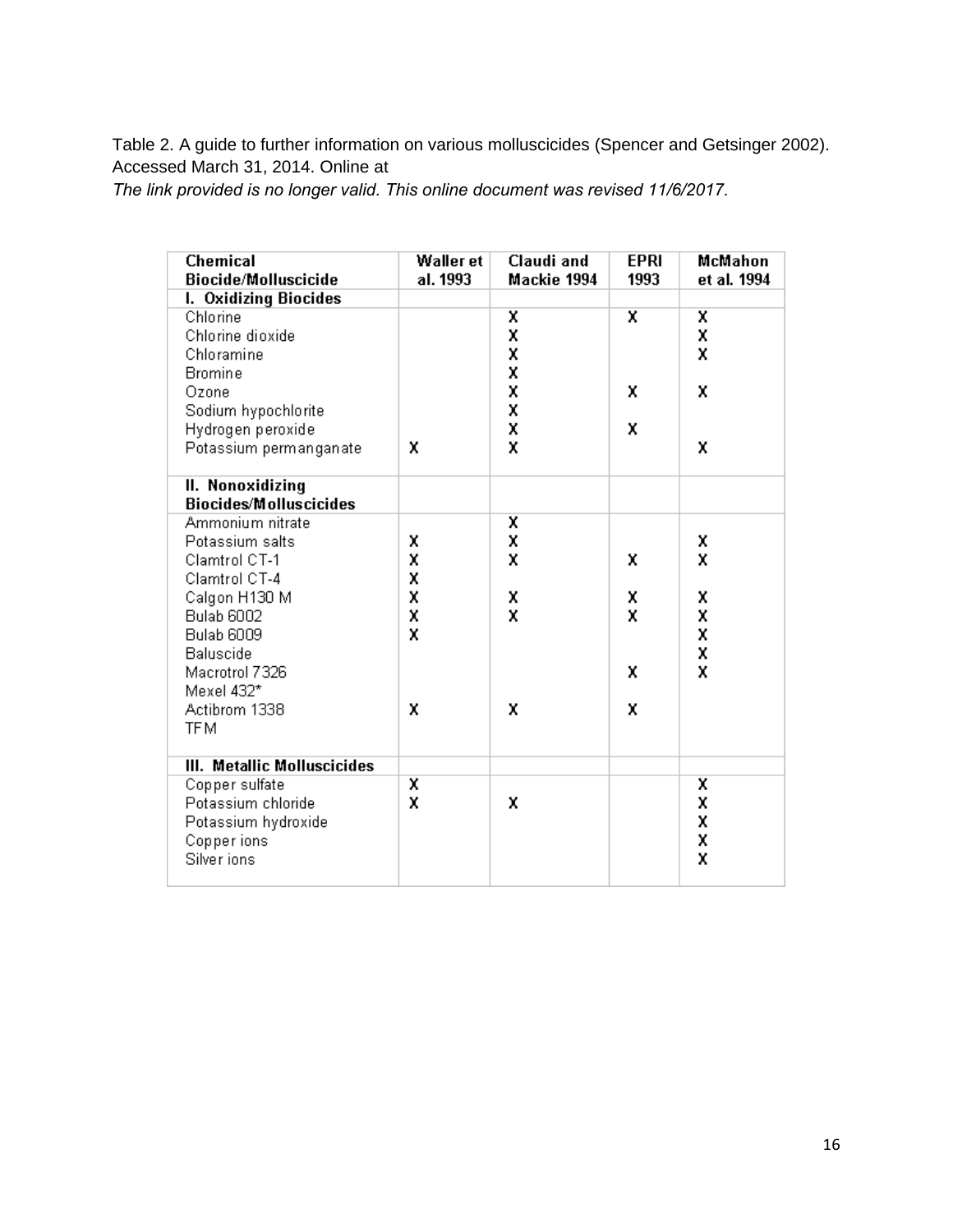Table 2. A guide to further information on various molluscicides (Spencer and Getsinger 2002). Accessed March 31, 2014. Online at
*The link provided is no longer valid. This online document was revised 11/6/2017.*

| Chemical Biocide/Molluscicide | Waller et al. 1993 | Claudi and Mackie 1994 | EPRI 1993 | McMahon et al. 1994 |
|---|---|---|---|---|
| **I. Oxidizing Biocides** | | | | |
| Chlorine | | X | X | X |
| Chlorine dioxide | | X | | X |
| Chloramine | | X | | X |
| Bromine | | X | | |
| Ozone | | X | X | X |
| Sodium hypochlorite | | X | | |
| Hydrogen peroxide | | X | X | |
| Potassium permanganate | X | X | | X |
| **II. Nonoxidizing Biocides/Molluscicides** | | | | |
| Ammonium nitrate | | X | | |
| Potassium salts | X | X | | X |
| Clamtrol CT-1 | X | X | X | X |
| Clamtrol CT-4 | X | | | |
| Calgon H130 M | X | X | X | X |
| Bulab 6002 | X | X | X | X |
| Bulab 6009 | X | | | X |
| Baluscide | | | | X |
| Macrotrol 7326 | | | X | X |
| Mexel 432* | | | | |
| Actibrom 1338 | X | X | X | |
| TFM | | | | |
| **III. Metallic Molluscicides** | | | | |
| Copper sulfate | X | | | X |
| Potassium chloride | X | X | | X |
| Potassium hydroxide | | | | X |
| Copper ions | | | | X |
| Silver ions | | | | X |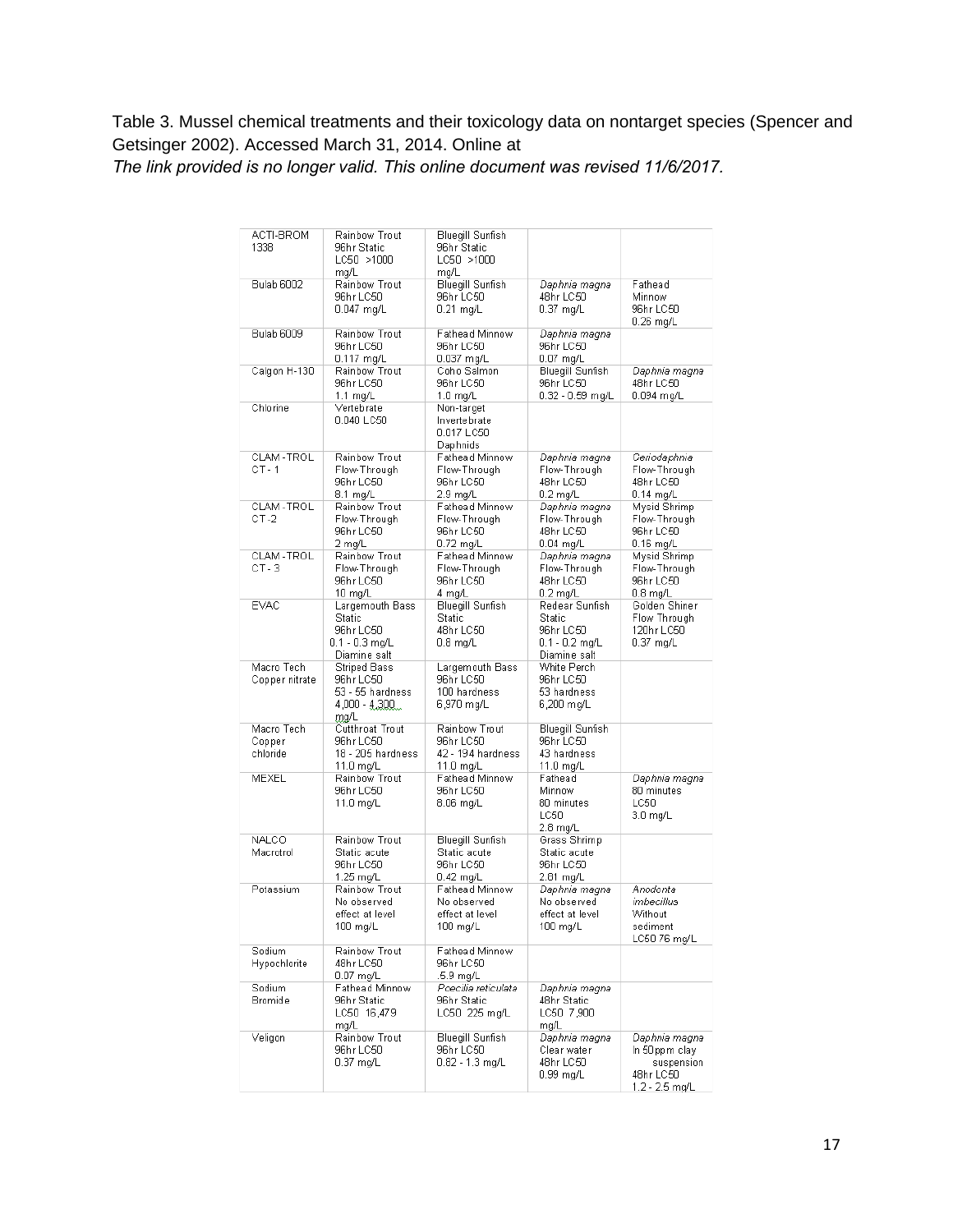Table 3. Mussel chemical treatments and their toxicology data on nontarget species (Spencer and Getsinger 2002). Accessed March 31, 2014. Online at

*The link provided is no longer valid. This online document was revised 11/6/2017.*

| | | | | |
|---|---|---|---|---|
| ACTI-BROM 1338 | Rainbow Trout 96hr Static LC50 >1000 mg/L | Bluegill Sunfish 96hr Static LC50 >1000 mg/L | | |
| Bulab 6002 | Rainbow Trout 96hr LC50 0.047 mg/L | Bluegill Sunfish 96hr LC50 0.21 mg/L | *Daphnia magna* 48hr LC50 0.37 mg/L | Fathead Minnow 96hr LC50 0.26 mg/L |
| Bulab 6009 | Rainbow Trout 96hr LC50 0.117 mg/L | Fathead Minnow 96hr LC50 0.037 mg/L | *Daphnia magna* 96hr LC50 0.07 mg/L | |
| Calgon H-130 | Rainbow Trout 96hr LC50 1.1 mg/L | Coho Salmon 96hr LC50 1.0 mg/L | Bluegill Sunfish 96hr LC50 0.32 - 0.59 mg/L | *Daphnia magna* 48hr LC50 0.094 mg/L |
| Chlorine | Vertebrate 0.040 LC50 | Non-target Invertebrate 0.017 LC50 Daphnids | | |
| CLAM-TROL CT-1 | Rainbow Trout Flow-Through 96hr LC50 8.1 mg/L | Fathead Minnow Flow-Through 96hr LC50 2.9 mg/L | *Daphnia magna* Flow-Through 48hr LC50 0.2 mg/L | *Ceriodaphnia* Flow-Through 48hr LC50 0.14 mg/L |
| CLAM-TROL CT-2 | Rainbow Trout Flow-Through 96hr LC50 2 mg/L | Fathead Minnow Flow-Through 96hr LC50 0.72 mg/L | *Daphnia magna* Flow-Through 48hr LC50 0.04 mg/L | Mysid Shrimp Flow-Through 96hr LC50 0.16 mg/L |
| CLAM-TROL CT-3 | Rainbow Trout Flow-Through 96hr LC50 10 mg/L | Fathead Minnow Flow-Through 96hr LC50 4 mg/L | *Daphnia magna* Flow-Through 48hr LC50 0.2 mg/L | Mysid Shrimp Flow-Through 96hr LC50 0.8 mg/L |
| EVAC | Largemouth Bass Static 96hr LC50 0.1 - 0.3 mg/L Diamine salt | Bluegill Sunfish Static 48hr LC50 0.8 mg/L | Redear Sunfish Static 96hr LC50 0.1 - 0.2 mg/L Diamine salt | Golden Shiner Flow Through 120hr LC50 0.37 mg/L |
| Macro Tech Copper nitrate | Striped Bass 96hr LC50 53 - 55 hardness 4,000 - 4,300 mg/L | Largemouth Bass 96hr LC50 100 hardness 6,970 mg/L | White Perch 96hr LC50 53 hardness 6,200 mg/L | |
| Macro Tech Copper chloride | Cutthroat Trout 96hr LC50 18 - 205 hardness 11.0 mg/L | Rainbow Trout 96hr LC50 42 - 194 hardness 11.0 mg/L | Bluegill Sunfish 96hr LC50 43 hardness 11.0 mg/L | |
| MEXEL | Rainbow Trout 96hr LC50 11.0 mg/L | Fathead Minnow 96hr LC50 8.06 mg/L | Fathead Minnow 80 minutes LC50 2.8 mg/L | *Daphnia magna* 80 minutes LC50 3.0 mg/L |
| NALCO Macrotrol | Rainbow Trout Static acute 96hr LC50 1.25 mg/L | Bluegill Sunfish Static acute 96hr LC50 0.42 mg/L | Grass Shrimp Static acute 96hr LC50 2.81 mg/L | |
| Potassium | Rainbow Trout No observed effect at level 100 mg/L | Fathead Minnow No observed effect at level 100 mg/L | *Daphnia magna* No observed effect at level 100 mg/L | *Anodonta imbecillus* Without sediment LC50 76 mg/L |
| Sodium Hypochlorite | Rainbow Trout 48hr LC50 0.07 mg/L | Fathead Minnow 96hr LC50 .5.9 mg/L | | |
| Sodium Bromide | Fathead Minnow 96hr Static LC50 16,479 mg/L | *Poecilia reticulata* 96hr Static LC50 225 mg/L | *Daphnia magna* 48hr Static LC50 7,900 mg/L | |
| Veligon | Rainbow Trout 96hr LC50 0.37 mg/L | Bluegill Sunfish 96hr LC50 0.82 - 1.3 mg/L | *Daphnia magna* Clear water 48hr LC50 0.99 mg/L | *Daphnia magna* In 50ppm clay suspension 48hr LC50 1.2 - 2.5 mg/L |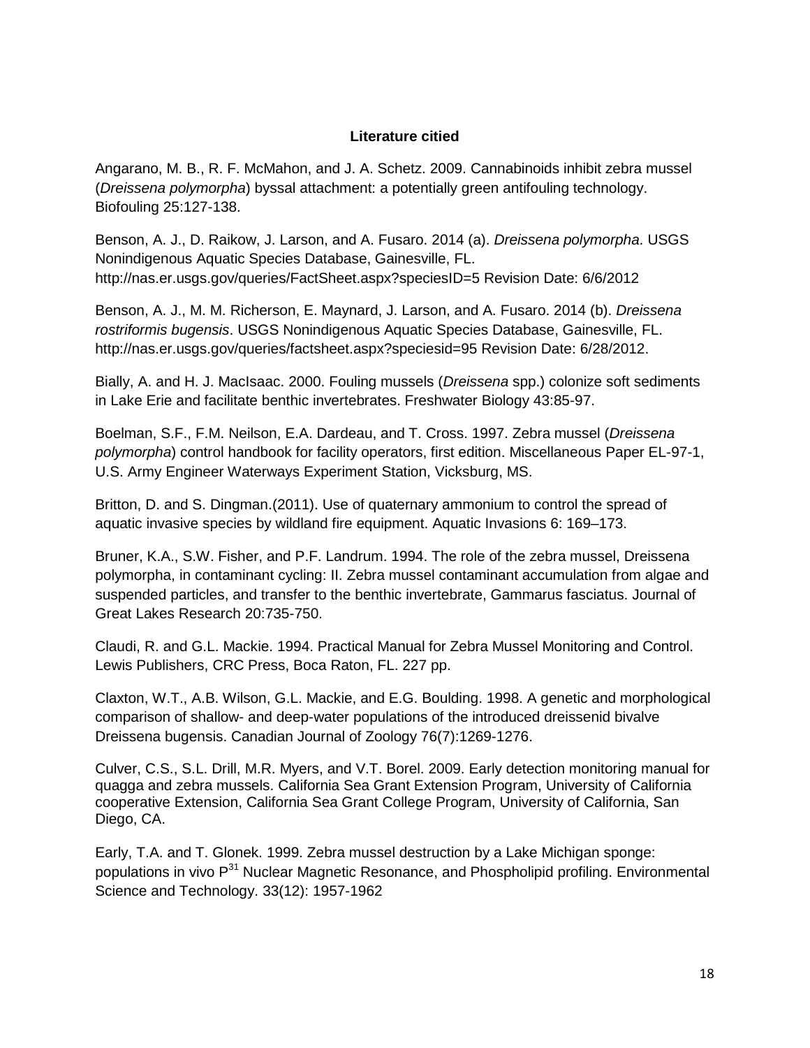## Literature citied

Angarano, M. B., R. F. McMahon, and J. A. Schetz. 2009. Cannabinoids inhibit zebra mussel (*Dreissena polymorpha*) byssal attachment: a potentially green antifouling technology. Biofouling 25:127-138.

Benson, A. J., D. Raikow, J. Larson, and A. Fusaro. 2014 (a). *Dreissena polymorpha*. USGS Nonindigenous Aquatic Species Database, Gainesville, FL. http://nas.er.usgs.gov/queries/FactSheet.aspx?speciesID=5 Revision Date: 6/6/2012

Benson, A. J., M. M. Richerson, E. Maynard, J. Larson, and A. Fusaro. 2014 (b). *Dreissena rostriformis bugensis*. USGS Nonindigenous Aquatic Species Database, Gainesville, FL. http://nas.er.usgs.gov/queries/factsheet.aspx?speciesid=95 Revision Date: 6/28/2012.

Bially, A. and H. J. MacIsaac. 2000. Fouling mussels (*Dreissena* spp.) colonize soft sediments in Lake Erie and facilitate benthic invertebrates. Freshwater Biology 43:85-97.

Boelman, S.F., F.M. Neilson, E.A. Dardeau, and T. Cross. 1997. Zebra mussel (*Dreissena polymorpha*) control handbook for facility operators, first edition. Miscellaneous Paper EL-97-1, U.S. Army Engineer Waterways Experiment Station, Vicksburg, MS.

Britton, D. and S. Dingman.(2011). Use of quaternary ammonium to control the spread of aquatic invasive species by wildland fire equipment. Aquatic Invasions 6: 169–173.

Bruner, K.A., S.W. Fisher, and P.F. Landrum. 1994. The role of the zebra mussel, Dreissena polymorpha, in contaminant cycling: II. Zebra mussel contaminant accumulation from algae and suspended particles, and transfer to the benthic invertebrate, Gammarus fasciatus. Journal of Great Lakes Research 20:735-750.

Claudi, R. and G.L. Mackie. 1994. Practical Manual for Zebra Mussel Monitoring and Control. Lewis Publishers, CRC Press, Boca Raton, FL. 227 pp.

Claxton, W.T., A.B. Wilson, G.L. Mackie, and E.G. Boulding. 1998. A genetic and morphological comparison of shallow- and deep-water populations of the introduced dreissenid bivalve Dreissena bugensis. Canadian Journal of Zoology 76(7):1269-1276.

Culver, C.S., S.L. Drill, M.R. Myers, and V.T. Borel. 2009. Early detection monitoring manual for quagga and zebra mussels. California Sea Grant Extension Program, University of California cooperative Extension, California Sea Grant College Program, University of California, San Diego, CA.

Early, T.A. and T. Glonek. 1999. Zebra mussel destruction by a Lake Michigan sponge: populations in vivo $P^{31}$ Nuclear Magnetic Resonance, and Phospholipid profiling. Environmental Science and Technology. 33(12): 1957-1962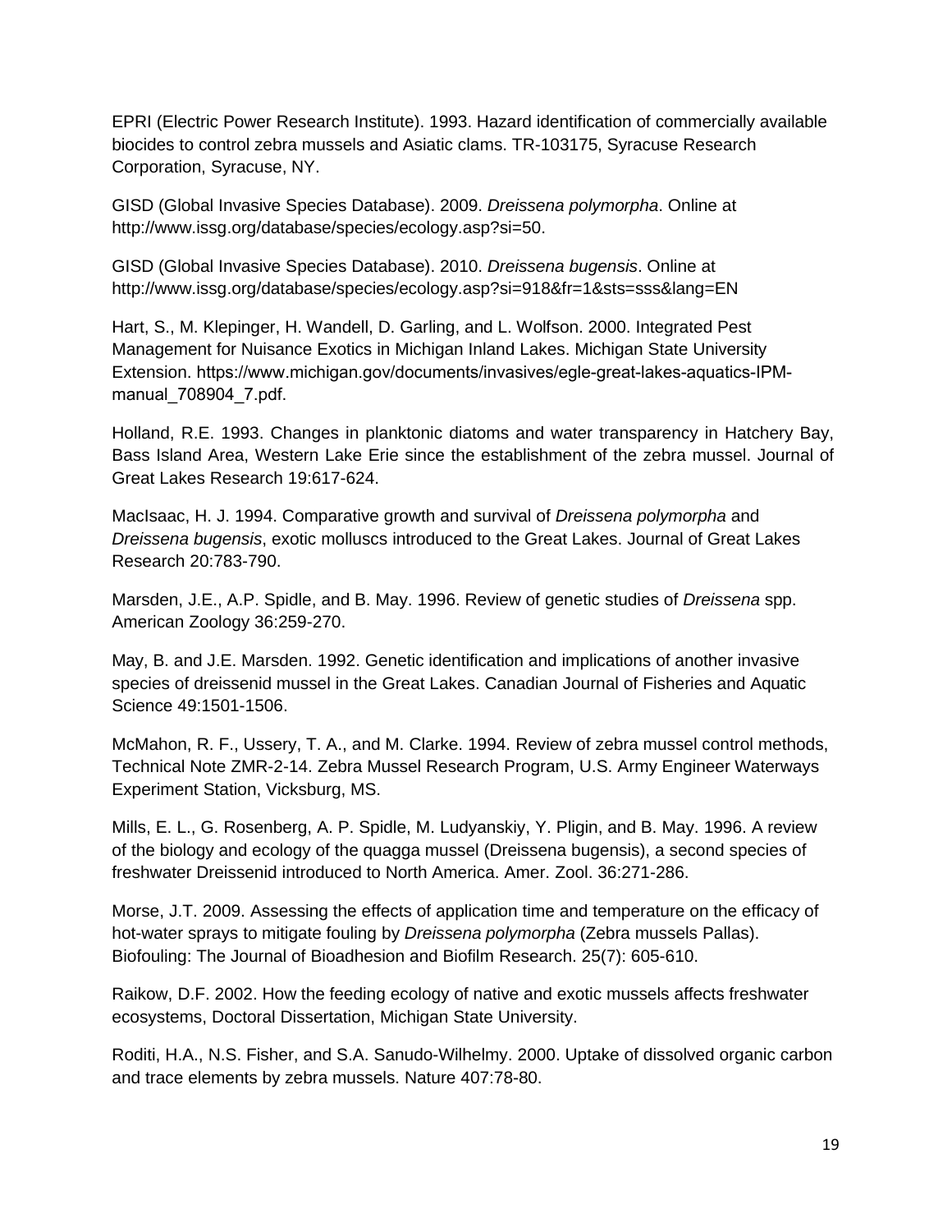EPRI (Electric Power Research Institute). 1993. Hazard identification of commercially available biocides to control zebra mussels and Asiatic clams. TR-103175, Syracuse Research Corporation, Syracuse, NY.

GISD (Global Invasive Species Database). 2009. *Dreissena polymorpha*. Online at http://www.issg.org/database/species/ecology.asp?si=50.

GISD (Global Invasive Species Database). 2010. *Dreissena bugensis*. Online at http://www.issg.org/database/species/ecology.asp?si=918&fr=1&sts=sss&lang=EN

Hart, S., M. Klepinger, H. Wandell, D. Garling, and L. Wolfson. 2000. Integrated Pest Management for Nuisance Exotics in Michigan Inland Lakes. Michigan State University Extension. https://www.michigan.gov/documents/invasives/egle-great-lakes-aquatics-IPM-manual_708904_7.pdf.

Holland, R.E. 1993. Changes in planktonic diatoms and water transparency in Hatchery Bay, Bass Island Area, Western Lake Erie since the establishment of the zebra mussel. Journal of Great Lakes Research 19:617-624.

MacIsaac, H. J. 1994. Comparative growth and survival of *Dreissena polymorpha* and *Dreissena bugensis*, exotic molluscs introduced to the Great Lakes. Journal of Great Lakes Research 20:783-790.

Marsden, J.E., A.P. Spidle, and B. May. 1996. Review of genetic studies of *Dreissena* spp. American Zoology 36:259-270.

May, B. and J.E. Marsden. 1992. Genetic identification and implications of another invasive species of dreissenid mussel in the Great Lakes. Canadian Journal of Fisheries and Aquatic Science 49:1501-1506.

McMahon, R. F., Ussery, T. A., and M. Clarke. 1994. Review of zebra mussel control methods, Technical Note ZMR-2-14. Zebra Mussel Research Program, U.S. Army Engineer Waterways Experiment Station, Vicksburg, MS.

Mills, E. L., G. Rosenberg, A. P. Spidle, M. Ludyanskiy, Y. Pligin, and B. May. 1996. A review of the biology and ecology of the quagga mussel (Dreissena bugensis), a second species of freshwater Dreissenid introduced to North America. Amer. Zool. 36:271-286.

Morse, J.T. 2009. Assessing the effects of application time and temperature on the efficacy of hot-water sprays to mitigate fouling by *Dreissena polymorpha* (Zebra mussels Pallas). Biofouling: The Journal of Bioadhesion and Biofilm Research. 25(7): 605-610.

Raikow, D.F. 2002. How the feeding ecology of native and exotic mussels affects freshwater ecosystems, Doctoral Dissertation, Michigan State University.

Roditi, H.A., N.S. Fisher, and S.A. Sanudo-Wilhelmy. 2000. Uptake of dissolved organic carbon and trace elements by zebra mussels. Nature 407:78-80.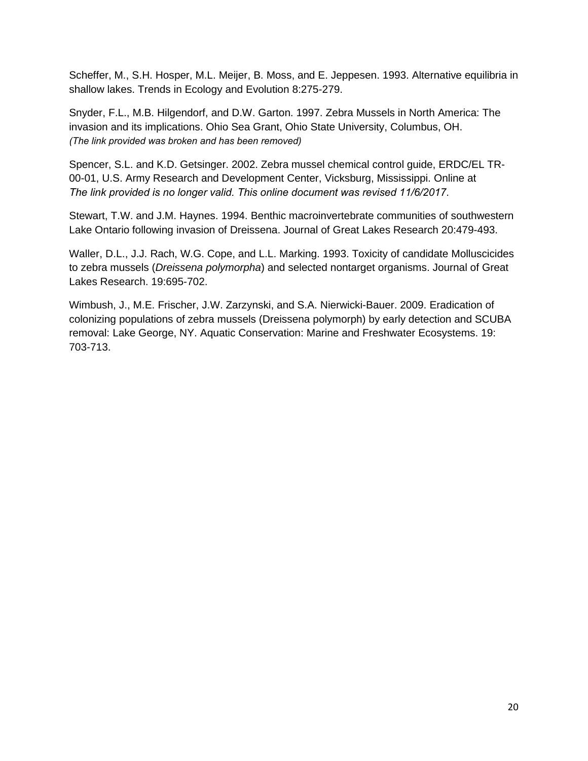Scheffer, M., S.H. Hosper, M.L. Meijer, B. Moss, and E. Jeppesen. 1993. Alternative equilibria in shallow lakes. Trends in Ecology and Evolution 8:275-279.

Snyder, F.L., M.B. Hilgendorf, and D.W. Garton. 1997. Zebra Mussels in North America: The invasion and its implications. Ohio Sea Grant, Ohio State University, Columbus, OH.
*(The link provided was broken and has been removed)*

Spencer, S.L. and K.D. Getsinger. 2002. Zebra mussel chemical control guide, ERDC/EL TR-00-01, U.S. Army Research and Development Center, Vicksburg, Mississippi. Online at
*The link provided is no longer valid. This online document was revised 11/6/2017*.

Stewart, T.W. and J.M. Haynes. 1994. Benthic macroinvertebrate communities of southwestern Lake Ontario following invasion of Dreissena. Journal of Great Lakes Research 20:479-493.

Waller, D.L., J.J. Rach, W.G. Cope, and L.L. Marking. 1993. Toxicity of candidate Molluscicides to zebra mussels (*Dreissena polymorpha*) and selected nontarget organisms. Journal of Great Lakes Research. 19:695-702.

Wimbush, J., M.E. Frischer, J.W. Zarzynski, and S.A. Nierwicki-Bauer. 2009. Eradication of colonizing populations of zebra mussels (Dreissena polymorph) by early detection and SCUBA removal: Lake George, NY. Aquatic Conservation: Marine and Freshwater Ecosystems. 19: 703-713.